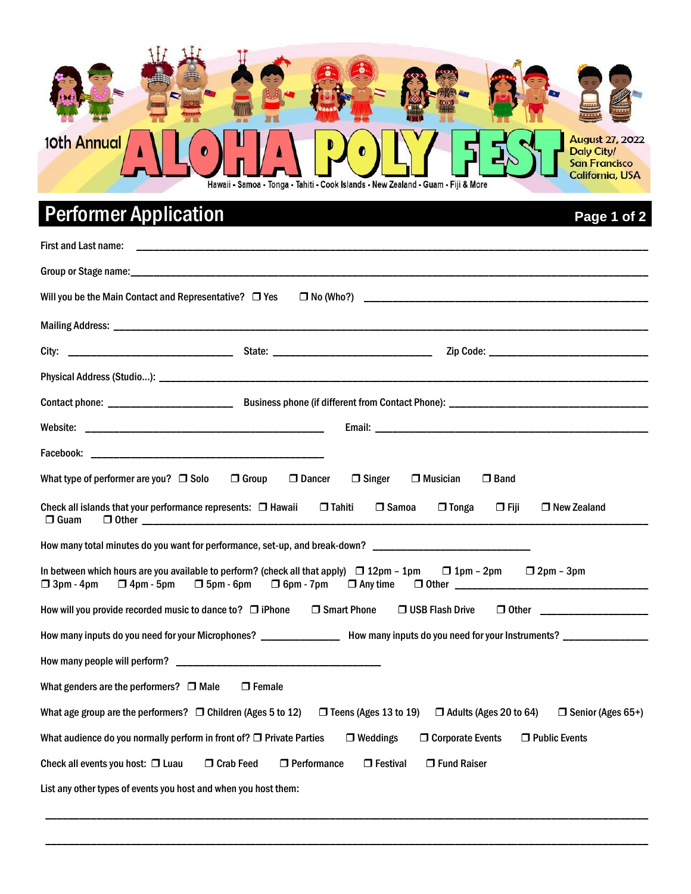10th Annual **ALOHA POLY FEST**

August 27, 2022
Daly City/
San Francisco
California, USA

Hawaii • Samoa • Tonga • Tahiti • Cook Islands • New Zealand • Guam • Fiji & More

# Performer Application

First and Last name: ______________________________________________

Group or Stage name: ______________________________________________

Will you be the Main Contact and Representative? ❐ Yes ❐ No (Who?) ______________________________

Mailing Address: ______________________________________________

City: ____________________ State: ____________________ Zip Code: ____________________

Physical Address (Studio…): ______________________________________________

Contact phone: ____________________ Business phone (if different from Contact Phone): ____________________

Website: ____________________ Email: ____________________

Facebook: ____________________

What type of performer are you? ❐ Solo ❐ Group ❐ Dancer ❐ Singer ❐ Musician ❐ Band

Check all islands that your performance represents: ❐ Hawaii ❐ Tahiti ❐ Samoa ❐ Tonga ❐ Fiji ❐ New Zealand ❐ Guam ❐ Other ____________________

How many total minutes do you want for performance, set-up, and break-down? ____________________

In between which hours are you available to perform? (check all that apply) ❐ 12pm – 1pm ❐ 1pm – 2pm ❐ 2pm – 3pm ❐ 3pm - 4pm ❐ 4pm - 5pm ❐ 5pm - 6pm ❐ 6pm - 7pm ❐ Any time ❐ Other ____________________

How will you provide recorded music to dance to? ❐ iPhone ❐ Smart Phone ❐ USB Flash Drive ❐ Other ____________________

How many inputs do you need for your Microphones? ____________ How many inputs do you need for your Instruments? ____________

How many people will perform? ____________________

What genders are the performers? ❐ Male ❐ Female

What age group are the performers? ❐ Children (Ages 5 to 12) ❐ Teens (Ages 13 to 19) ❐ Adults (Ages 20 to 64) ❐ Senior (Ages 65+)

What audience do you normally perform in front of? ❐ Private Parties ❐ Weddings ❐ Corporate Events ❐ Public Events

Check all events you host: ❐ Luau ❐ Crab Feed ❐ Performance ❐ Festival ❐ Fund Raiser

List any other types of events you host and when you host them:

______________________________________________

______________________________________________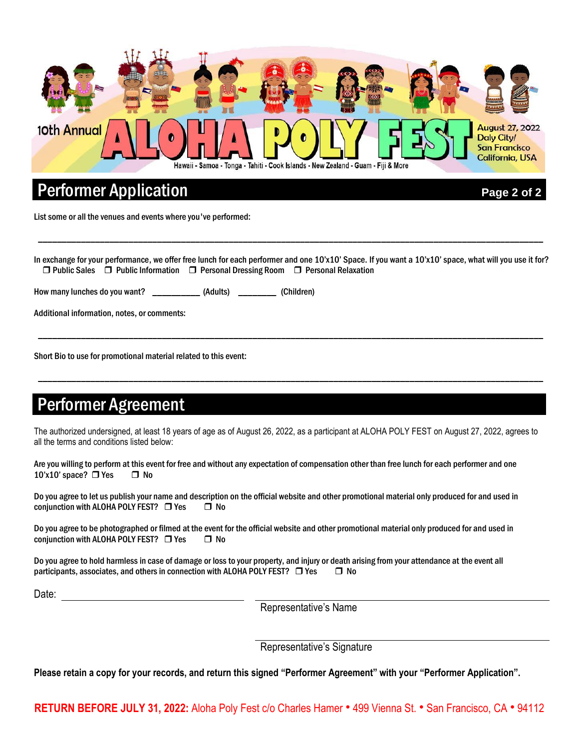10th Annual **ALOHA POLY FEST**

Hawaii - Samoa - Tonga - Tahiti - Cook Islands - New Zealand - Guam - Fiji & More

August 27, 2022
Daly City/
San Francisco
California, USA

# Performer Application

**List some or all the venues and events where you've performed:**

______________________________________________________________________________________________

**In exchange for your performance, we offer free lunch for each performer and one 10'x10' Space. If you want a 10'x10' space, what will you use it for?**
❒ Public Sales ❒ Public Information ❒ Personal Dressing Room ❒ Personal Relaxation

**How many lunches do you want?** __________ **(Adults)** ________ **(Children)**

**Additional information, notes, or comments:**

______________________________________________________________________________________________

**Short Bio to use for promotional material related to this event:**

______________________________________________________________________________________________

# Performer Agreement

The authorized undersigned, at least 18 years of age as of August 26, 2022, as a participant at ALOHA POLY FEST on August 27, 2022, agrees to all the terms and conditions listed below:

**Are you willing to perform at this event for free and without any expectation of compensation other than free lunch for each performer and one 10'x10' space?** ❒ Yes ❒ No

**Do you agree to let us publish your name and description on the official website and other promotional material only produced for and used in conjunction with ALOHA POLY FEST?** ❒ Yes ❒ No

**Do you agree to be photographed or filmed at the event for the official website and other promotional material only produced for and used in conjunction with ALOHA POLY FEST?** ❒ Yes ❒ No

**Do you agree to hold harmless in case of damage or loss to your property, and injury or death arising from your attendance at the event all participants, associates, and others in connection with ALOHA POLY FEST?** ❒ Yes ❒ No

Date: ______________________________

______________________________
Representative's Name

______________________________
Representative's Signature

**Please retain a copy for your records, and return this signed "Performer Agreement" with your "Performer Application".**

**RETURN BEFORE JULY 31, 2022:** Aloha Poly Fest c/o Charles Hamer • 499 Vienna St. • San Francisco, CA • 94112